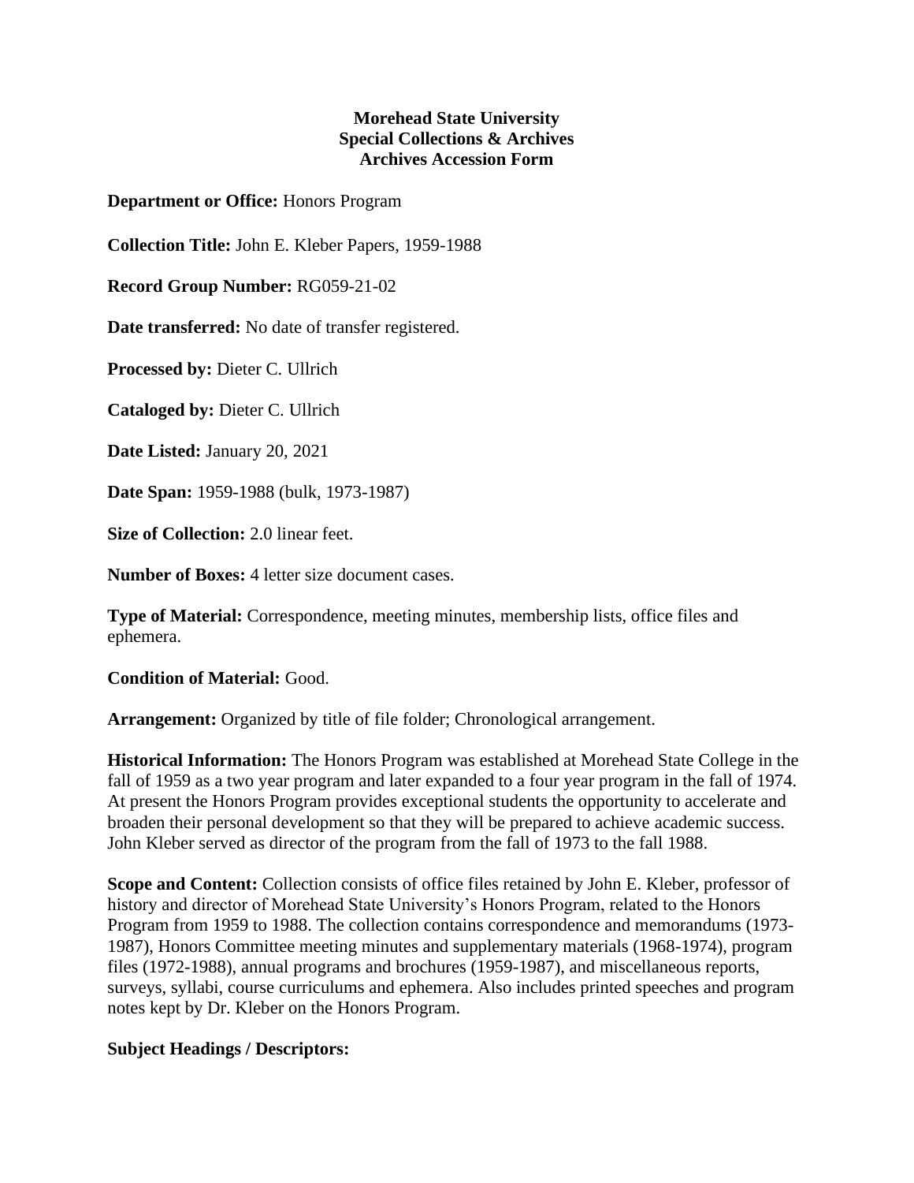**Morehead State University**
**Special Collections & Archives**
**Archives Accession Form**

**Department or Office:** Honors Program

**Collection Title:** John E. Kleber Papers, 1959-1988

**Record Group Number:** RG059-21-02

**Date transferred:** No date of transfer registered.

**Processed by:** Dieter C. Ullrich

**Cataloged by:** Dieter C. Ullrich

**Date Listed:** January 20, 2021

**Date Span:** 1959-1988 (bulk, 1973-1987)

**Size of Collection:** 2.0 linear feet.

**Number of Boxes:** 4 letter size document cases.

**Type of Material:** Correspondence, meeting minutes, membership lists, office files and ephemera.

**Condition of Material:** Good.

**Arrangement:** Organized by title of file folder; Chronological arrangement.

**Historical Information:** The Honors Program was established at Morehead State College in the fall of 1959 as a two year program and later expanded to a four year program in the fall of 1974. At present the Honors Program provides exceptional students the opportunity to accelerate and broaden their personal development so that they will be prepared to achieve academic success. John Kleber served as director of the program from the fall of 1973 to the fall 1988.

**Scope and Content:** Collection consists of office files retained by John E. Kleber, professor of history and director of Morehead State University's Honors Program, related to the Honors Program from 1959 to 1988. The collection contains correspondence and memorandums (1973-1987), Honors Committee meeting minutes and supplementary materials (1968-1974), program files (1972-1988), annual programs and brochures (1959-1987), and miscellaneous reports, surveys, syllabi, course curriculums and ephemera. Also includes printed speeches and program notes kept by Dr. Kleber on the Honors Program.

**Subject Headings / Descriptors:**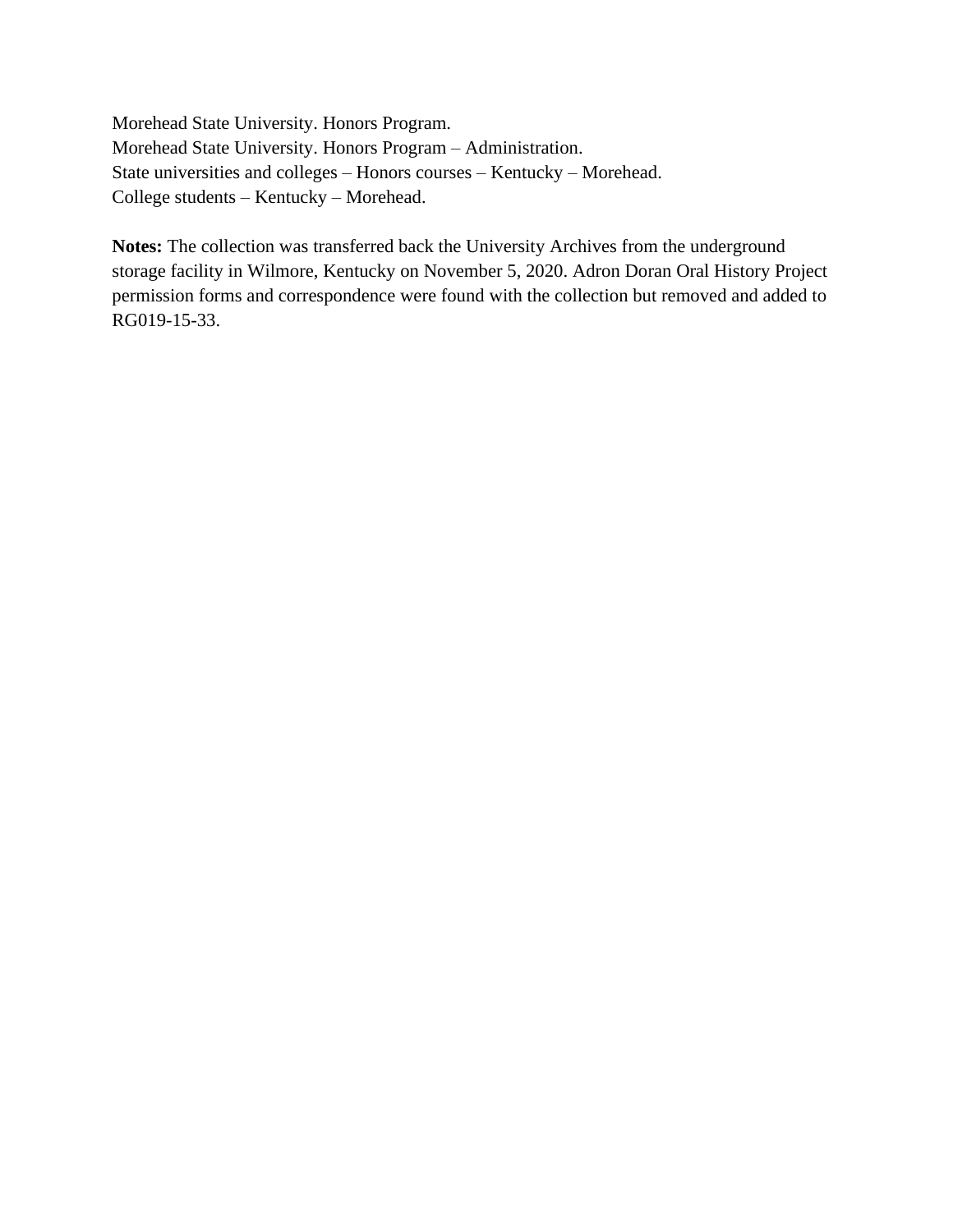Morehead State University. Honors Program.
Morehead State University. Honors Program – Administration.
State universities and colleges – Honors courses – Kentucky – Morehead.
College students – Kentucky – Morehead.

**Notes:** The collection was transferred back the University Archives from the underground storage facility in Wilmore, Kentucky on November 5, 2020. Adron Doran Oral History Project permission forms and correspondence were found with the collection but removed and added to RG019-15-33.